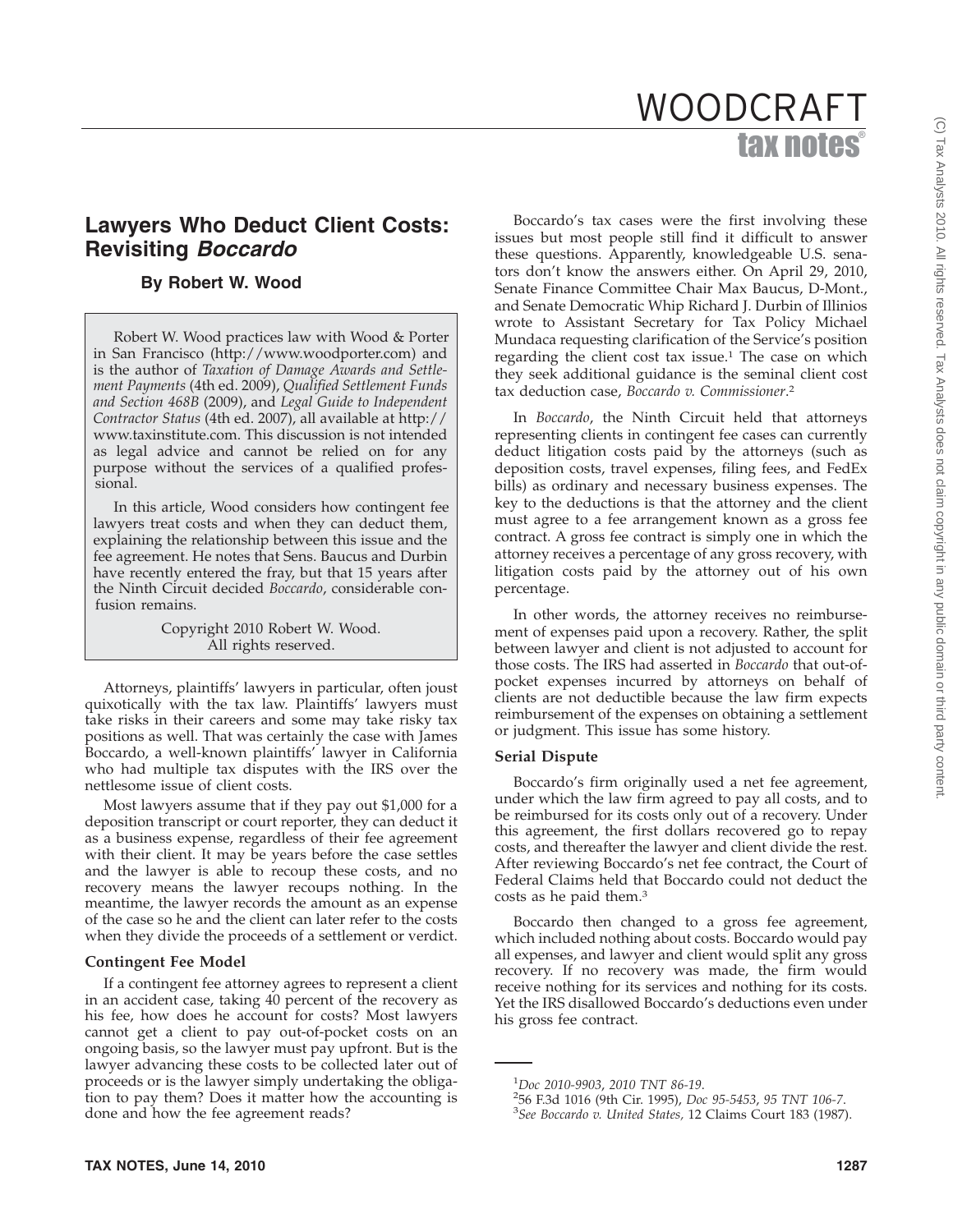# Lawyers Who Deduct Client Costs: Revisiting *Boccardo*

**By Robert W. Wood**

Robert W. Wood practices law with Wood & Porter in San Francisco (http://www.woodporter.com) and is the author of *Taxation of Damage Awards and Settlement Payments* (4th ed. 2009), *Qualified Settlement Funds and Section 468B* (2009), and *Legal Guide to Independent Contractor Status* (4th ed. 2007), all available at http://www.taxinstitute.com. This discussion is not intended as legal advice and cannot be relied on for any purpose without the services of a qualified professional.

In this article, Wood considers how contingent fee lawyers treat costs and when they can deduct them, explaining the relationship between this issue and the fee agreement. He notes that Sens. Baucus and Durbin have recently entered the fray, but that 15 years after the Ninth Circuit decided *Boccardo*, considerable confusion remains.

Copyright 2010 Robert W. Wood.
All rights reserved.

Attorneys, plaintiffs' lawyers in particular, often joust quixotically with the tax law. Plaintiffs' lawyers must take risks in their careers and some may take risky tax positions as well. That was certainly the case with James Boccardo, a well-known plaintiffs' lawyer in California who had multiple tax disputes with the IRS over the nettlesome issue of client costs.

Most lawyers assume that if they pay out $1,000 for a deposition transcript or court reporter, they can deduct it as a business expense, regardless of their fee agreement with their client. It may be years before the case settles and the lawyer is able to recoup these costs, and no recovery means the lawyer recoups nothing. In the meantime, the lawyer records the amount as an expense of the case so he and the client can later refer to the costs when they divide the proceeds of a settlement or verdict.

### Contingent Fee Model

If a contingent fee attorney agrees to represent a client in an accident case, taking 40 percent of the recovery as his fee, how does he account for costs? Most lawyers cannot get a client to pay out-of-pocket costs on an ongoing basis, so the lawyer must pay upfront. But is the lawyer advancing these costs to be collected later out of proceeds or is the lawyer simply undertaking the obligation to pay them? Does it matter how the accounting is done and how the fee agreement reads?

Boccardo's tax cases were the first involving these issues but most people still find it difficult to answer these questions. Apparently, knowledgeable U.S. senators don't know the answers either. On April 29, 2010, Senate Finance Committee Chair Max Baucus, D-Mont., and Senate Democratic Whip Richard J. Durbin of Illinios wrote to Assistant Secretary for Tax Policy Michael Mundaca requesting clarification of the Service's position regarding the client cost tax issue.[1] The case on which they seek additional guidance is the seminal client cost tax deduction case, *Boccardo v. Commissioner*.[2]

In *Boccardo*, the Ninth Circuit held that attorneys representing clients in contingent fee cases can currently deduct litigation costs paid by the attorneys (such as deposition costs, travel expenses, filing fees, and FedEx bills) as ordinary and necessary business expenses. The key to the deductions is that the attorney and the client must agree to a fee arrangement known as a gross fee contract. A gross fee contract is simply one in which the attorney receives a percentage of any gross recovery, with litigation costs paid by the attorney out of his own percentage.

In other words, the attorney receives no reimbursement of expenses paid upon a recovery. Rather, the split between lawyer and client is not adjusted to account for those costs. The IRS had asserted in *Boccardo* that out-of-pocket expenses incurred by attorneys on behalf of clients are not deductible because the law firm expects reimbursement of the expenses on obtaining a settlement or judgment. This issue has some history.

### Serial Dispute

Boccardo's firm originally used a net fee agreement, under which the law firm agreed to pay all costs, and to be reimbursed for its costs only out of a recovery. Under this agreement, the first dollars recovered go to repay costs, and thereafter the lawyer and client divide the rest. After reviewing Boccardo's net fee contract, the Court of Federal Claims held that Boccardo could not deduct the costs as he paid them.[3]

Boccardo then changed to a gross fee agreement, which included nothing about costs. Boccardo would pay all expenses, and lawyer and client would split any gross recovery. If no recovery was made, the firm would receive nothing for its services and nothing for its costs. Yet the IRS disallowed Boccardo's deductions even under his gross fee contract.

---

[1] *Doc 2010-9903*, *2010 TNT 86-19*.

[2] 56 F.3d 1016 (9th Cir. 1995), *Doc 95-5453*, *95 TNT 106-7*.

[3] *See Boccardo v. United States,* 12 Claims Court 183 (1987).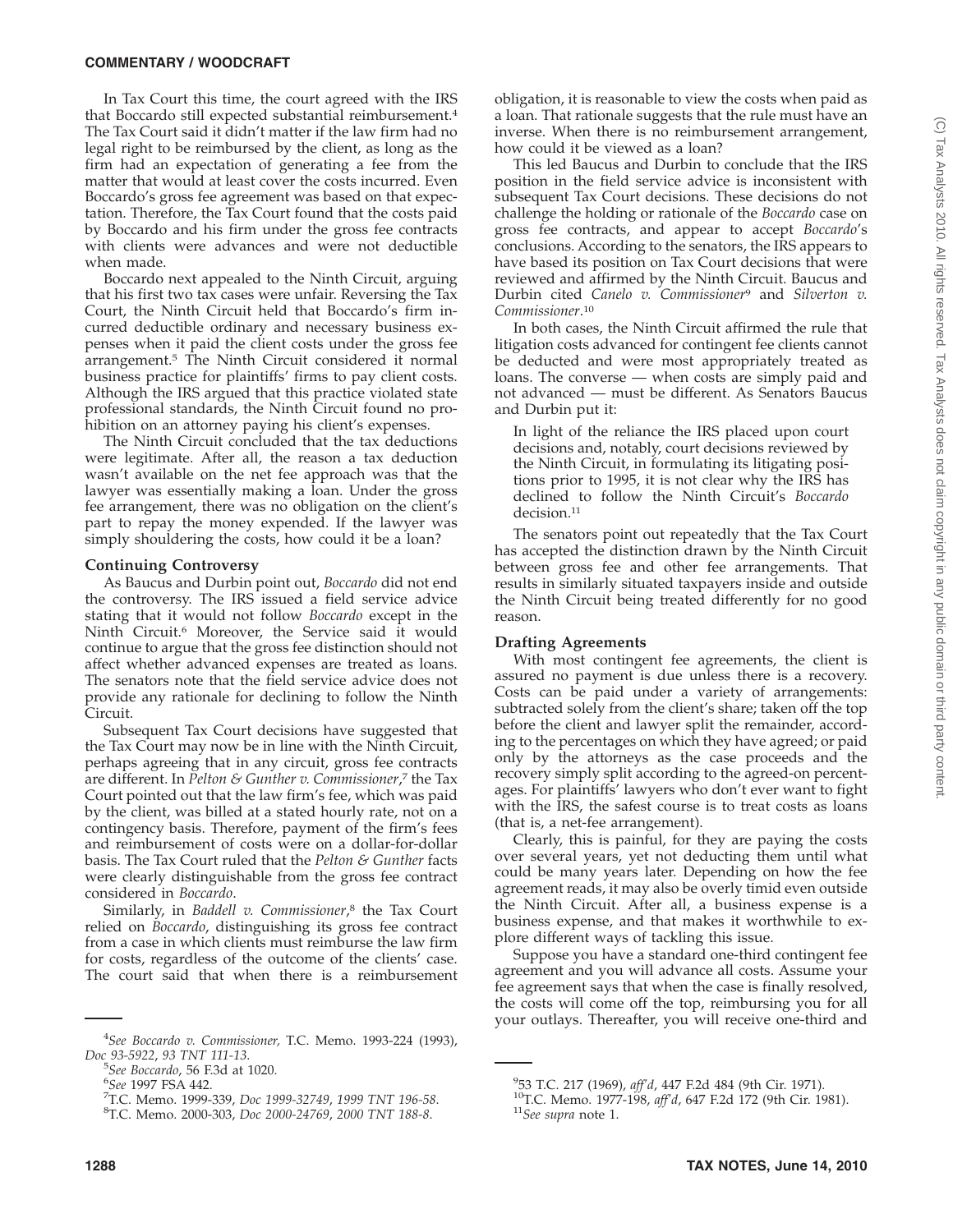In Tax Court this time, the court agreed with the IRS that Boccardo still expected substantial reimbursement.[4] The Tax Court said it didn't matter if the law firm had no legal right to be reimbursed by the client, as long as the firm had an expectation of generating a fee from the matter that would at least cover the costs incurred. Even Boccardo's gross fee agreement was based on that expectation. Therefore, the Tax Court found that the costs paid by Boccardo and his firm under the gross fee contracts with clients were advances and were not deductible when made.

Boccardo next appealed to the Ninth Circuit, arguing that his first two tax cases were unfair. Reversing the Tax Court, the Ninth Circuit held that Boccardo's firm incurred deductible ordinary and necessary business expenses when it paid the client costs under the gross fee arrangement.[5] The Ninth Circuit considered it normal business practice for plaintiffs' firms to pay client costs. Although the IRS argued that this practice violated state professional standards, the Ninth Circuit found no prohibition on an attorney paying his client's expenses.

The Ninth Circuit concluded that the tax deductions were legitimate. After all, the reason a tax deduction wasn't available on the net fee approach was that the lawyer was essentially making a loan. Under the gross fee arrangement, there was no obligation on the client's part to repay the money expended. If the lawyer was simply shouldering the costs, how could it be a loan?

**Continuing Controversy**

As Baucus and Durbin point out, *Boccardo* did not end the controversy. The IRS issued a field service advice stating that it would not follow *Boccardo* except in the Ninth Circuit.[6] Moreover, the Service said it would continue to argue that the gross fee distinction should not affect whether advanced expenses are treated as loans. The senators note that the field service advice does not provide any rationale for declining to follow the Ninth Circuit.

Subsequent Tax Court decisions have suggested that the Tax Court may now be in line with the Ninth Circuit, perhaps agreeing that in any circuit, gross fee contracts are different. In *Pelton & Gunther v. Commissioner*,[7] the Tax Court pointed out that the law firm's fee, which was paid by the client, was billed at a stated hourly rate, not on a contingency basis. Therefore, payment of the firm's fees and reimbursement of costs were on a dollar-for-dollar basis. The Tax Court ruled that the *Pelton & Gunther* facts were clearly distinguishable from the gross fee contract considered in *Boccardo*.

Similarly, in *Baddell v. Commissioner*,[8] the Tax Court relied on *Boccardo*, distinguishing its gross fee contract from a case in which clients must reimburse the law firm for costs, regardless of the outcome of the clients' case. The court said that when there is a reimbursement obligation, it is reasonable to view the costs when paid as a loan. That rationale suggests that the rule must have an inverse. When there is no reimbursement arrangement, how could it be viewed as a loan?

This led Baucus and Durbin to conclude that the IRS position in the field service advice is inconsistent with subsequent Tax Court decisions. These decisions do not challenge the holding or rationale of the *Boccardo* case on gross fee contracts, and appear to accept *Boccardo*'s conclusions. According to the senators, the IRS appears to have based its position on Tax Court decisions that were reviewed and affirmed by the Ninth Circuit. Baucus and Durbin cited *Canelo v. Commissioner*[9] and *Silverton v. Commissioner*.[10]

In both cases, the Ninth Circuit affirmed the rule that litigation costs advanced for contingent fee clients cannot be deducted and were most appropriately treated as loans. The converse — when costs are simply paid and not advanced — must be different. As Senators Baucus and Durbin put it:

> In light of the reliance the IRS placed upon court decisions and, notably, court decisions reviewed by the Ninth Circuit, in formulating its litigating positions prior to 1995, it is not clear why the IRS has declined to follow the Ninth Circuit's *Boccardo* decision.[11]

The senators point out repeatedly that the Tax Court has accepted the distinction drawn by the Ninth Circuit between gross fee and other fee arrangements. That results in similarly situated taxpayers inside and outside the Ninth Circuit being treated differently for no good reason.

**Drafting Agreements**

With most contingent fee agreements, the client is assured no payment is due unless there is a recovery. Costs can be paid under a variety of arrangements: subtracted solely from the client's share; taken off the top before the client and lawyer split the remainder, according to the percentages on which they have agreed; or paid only by the attorneys as the case proceeds and the recovery simply split according to the agreed-on percentages. For plaintiffs' lawyers who don't ever want to fight with the IRS, the safest course is to treat costs as loans (that is, a net-fee arrangement).

Clearly, this is painful, for they are paying the costs over several years, yet not deducting them until what could be many years later. Depending on how the fee agreement reads, it may also be overly timid even outside the Ninth Circuit. After all, a business expense is a business expense, and that makes it worthwhile to explore different ways of tackling this issue.

Suppose you have a standard one-third contingent fee agreement and you will advance all costs. Assume your fee agreement says that when the case is finally resolved, the costs will come off the top, reimbursing you for all your outlays. Thereafter, you will receive one-third and

---

[4] *See Boccardo v. Commissioner,* T.C. Memo. 1993-224 (1993), *Doc 93-5922*, *93 TNT 111-13*.

[5] *See Boccardo*, 56 F.3d at 1020.

[6] *See* 1997 FSA 442.

[7] T.C. Memo. 1999-339, *Doc 1999-32749*, *1999 TNT 196-58*.

[8] T.C. Memo. 2000-303, *Doc 2000-24769*, *2000 TNT 188-8*.

[9] 53 T.C. 217 (1969), *aff'd*, 447 F.2d 484 (9th Cir. 1971).

[10] T.C. Memo. 1977-198, *aff'd*, 647 F.2d 172 (9th Cir. 1981).

[11] *See supra* note 1.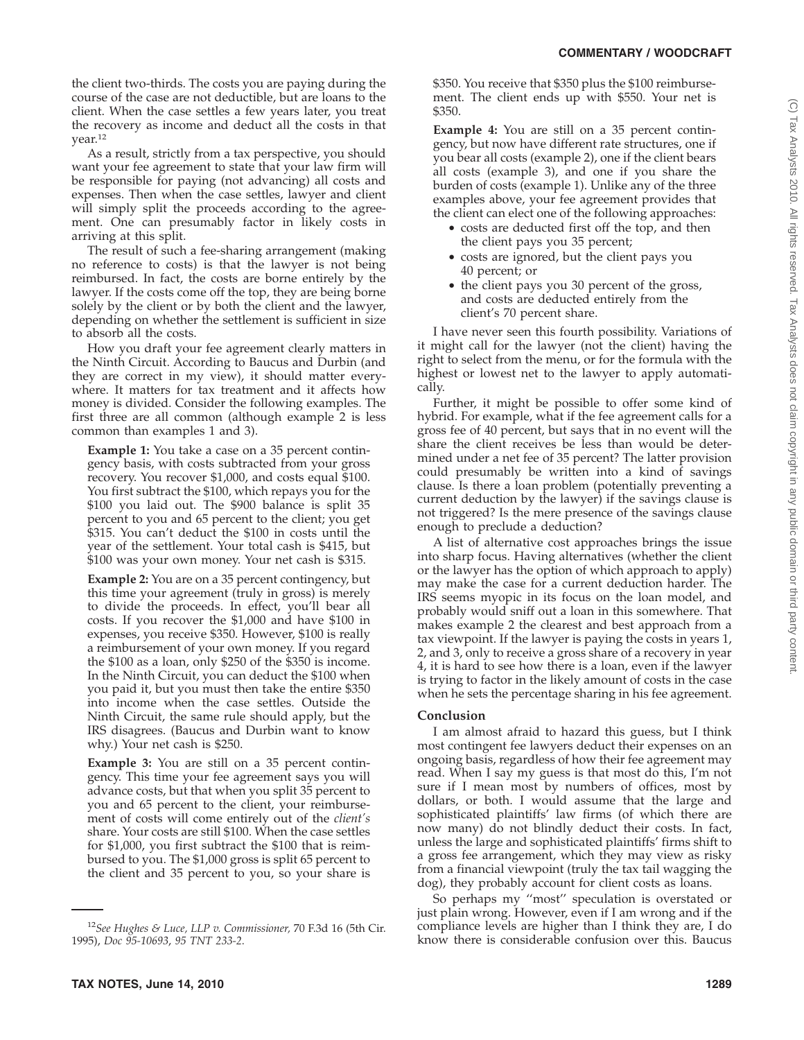the client two-thirds. The costs you are paying during the course of the case are not deductible, but are loans to the client. When the case settles a few years later, you treat the recovery as income and deduct all the costs in that year.[12]

As a result, strictly from a tax perspective, you should want your fee agreement to state that your law firm will be responsible for paying (not advancing) all costs and expenses. Then when the case settles, lawyer and client will simply split the proceeds according to the agreement. One can presumably factor in likely costs in arriving at this split.

The result of such a fee-sharing arrangement (making no reference to costs) is that the lawyer is not being reimbursed. In fact, the costs are borne entirely by the lawyer. If the costs come off the top, they are being borne solely by the client or by both the client and the lawyer, depending on whether the settlement is sufficient in size to absorb all the costs.

How you draft your fee agreement clearly matters in the Ninth Circuit. According to Baucus and Durbin (and they are correct in my view), it should matter everywhere. It matters for tax treatment and it affects how money is divided. Consider the following examples. The first three are all common (although example 2 is less common than examples 1 and 3).

> **Example 1:** You take a case on a 35 percent contingency basis, with costs subtracted from your gross recovery. You recover $1,000, and costs equal $100. You first subtract the $100, which repays you for the $100 you laid out. The $900 balance is split 35 percent to you and 65 percent to the client; you get $315. You can't deduct the $100 in costs until the year of the settlement. Your total cash is $415, but $100 was your own money. Your net cash is $315.

> **Example 2:** You are on a 35 percent contingency, but this time your agreement (truly in gross) is merely to divide the proceeds. In effect, you'll bear all costs. If you recover the $1,000 and have $100 in expenses, you receive $350. However, $100 is really a reimbursement of your own money. If you regard the $100 as a loan, only $250 of the $350 is income. In the Ninth Circuit, you can deduct the $100 when you paid it, but you must then take the entire $350 into income when the case settles. Outside the Ninth Circuit, the same rule should apply, but the IRS disagrees. (Baucus and Durbin want to know why.) Your net cash is $250.

> **Example 3:** You are still on a 35 percent contingency. This time your fee agreement says you will advance costs, but that when you split 35 percent to you and 65 percent to the client, your reimbursement of costs will come entirely out of the *client's* share. Your costs are still $100. When the case settles for $1,000, you first subtract the $100 that is reimbursed to you. The $1,000 gross is split 65 percent to the client and 35 percent to you, so your share is $350. You receive that $350 plus the $100 reimbursement. The client ends up with $550. Your net is $350.

> **Example 4:** You are still on a 35 percent contingency, but now have different rate structures, one if you bear all costs (example 2), one if the client bears all costs (example 3), and one if you share the burden of costs (example 1). Unlike any of the three examples above, your fee agreement provides that the client can elect one of the following approaches:
>
> - costs are deducted first off the top, and then the client pays you 35 percent;
> - costs are ignored, but the client pays you 40 percent; or
> - the client pays you 30 percent of the gross, and costs are deducted entirely from the client's 70 percent share.

I have never seen this fourth possibility. Variations of it might call for the lawyer (not the client) having the right to select from the menu, or for the formula with the highest or lowest net to the lawyer to apply automatically.

Further, it might be possible to offer some kind of hybrid. For example, what if the fee agreement calls for a gross fee of 40 percent, but says that in no event will the share the client receives be less than would be determined under a net fee of 35 percent? The latter provision could presumably be written into a kind of savings clause. Is there a loan problem (potentially preventing a current deduction by the lawyer) if the savings clause is not triggered? Is the mere presence of the savings clause enough to preclude a deduction?

A list of alternative cost approaches brings the issue into sharp focus. Having alternatives (whether the client or the lawyer has the option of which approach to apply) may make the case for a current deduction harder. The IRS seems myopic in its focus on the loan model, and probably would sniff out a loan in this somewhere. That makes example 2 the clearest and best approach from a tax viewpoint. If the lawyer is paying the costs in years 1, 2, and 3, only to receive a gross share of a recovery in year 4, it is hard to see how there is a loan, even if the lawyer is trying to factor in the likely amount of costs in the case when he sets the percentage sharing in his fee agreement.

### Conclusion

I am almost afraid to hazard this guess, but I think most contingent fee lawyers deduct their expenses on an ongoing basis, regardless of how their fee agreement may read. When I say my guess is that most do this, I'm not sure if I mean most by numbers of offices, most by dollars, or both. I would assume that the large and sophisticated plaintiffs' law firms (of which there are now many) do not blindly deduct their costs. In fact, unless the large and sophisticated plaintiffs' firms shift to a gross fee arrangement, which they may view as risky from a financial viewpoint (truly the tax tail wagging the dog), they probably account for client costs as loans.

So perhaps my "most" speculation is overstated or just plain wrong. However, even if I am wrong and if the compliance levels are higher than I think they are, I do know there is considerable confusion over this. Baucus

---

[12] *See Hughes & Luce, LLP v. Commissioner,* 70 F.3d 16 (5th Cir. 1995), *Doc 95-10693, 95 TNT 233-2.*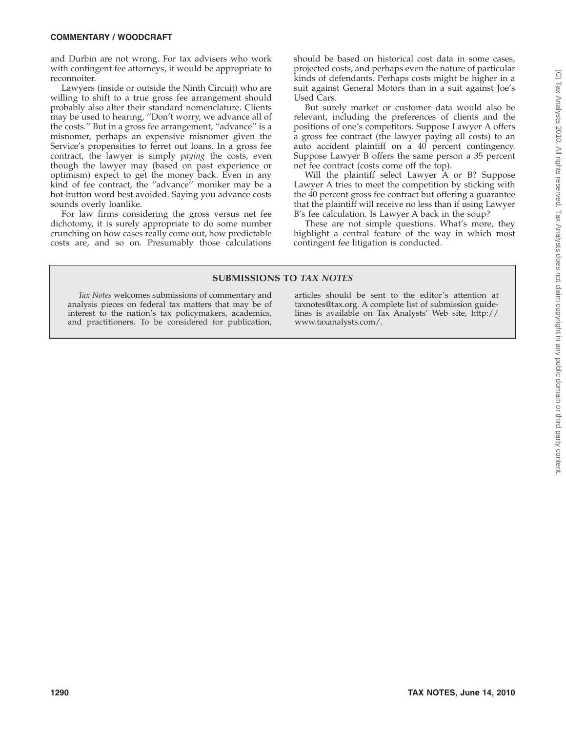and Durbin are not wrong. For tax advisers who work with contingent fee attorneys, it would be appropriate to reconnoiter.

Lawyers (inside or outside the Ninth Circuit) who are willing to shift to a true gross fee arrangement should probably also alter their standard nomenclature. Clients may be used to hearing, "Don't worry, we advance all of the costs." But in a gross fee arrangement, "advance" is a misnomer, perhaps an expensive misnomer given the Service's propensities to ferret out loans. In a gross fee contract, the lawyer is simply *paying* the costs, even though the lawyer may (based on past experience or optimism) expect to get the money back. Even in any kind of fee contract, the "advance" moniker may be a hot-button word best avoided. Saying you advance costs sounds overly loanlike.

For law firms considering the gross versus net fee dichotomy, it is surely appropriate to do some number crunching on how cases really come out, how predictable costs are, and so on. Presumably those calculations should be based on historical cost data in some cases, projected costs, and perhaps even the nature of particular kinds of defendants. Perhaps costs might be higher in a suit against General Motors than in a suit against Joe's Used Cars.

But surely market or customer data would also be relevant, including the preferences of clients and the positions of one's competitors. Suppose Lawyer A offers a gross fee contract (the lawyer paying all costs) to an auto accident plaintiff on a 40 percent contingency. Suppose Lawyer B offers the same person a 35 percent net fee contract (costs come off the top).

Will the plaintiff select Lawyer A or B? Suppose Lawyer A tries to meet the competition by sticking with the 40 percent gross fee contract but offering a guarantee that the plaintiff will receive no less than if using Lawyer B's fee calculation. Is Lawyer A back in the soup?

These are not simple questions. What's more, they highlight a central feature of the way in which most contingent fee litigation is conducted.

## SUBMISSIONS TO *TAX NOTES*

*Tax Notes* welcomes submissions of commentary and analysis pieces on federal tax matters that may be of interest to the nation's tax policymakers, academics, and practitioners. To be considered for publication, articles should be sent to the editor's attention at taxnotes@tax.org. A complete list of submission guidelines is available on Tax Analysts' Web site, http://www.taxanalysts.com/.